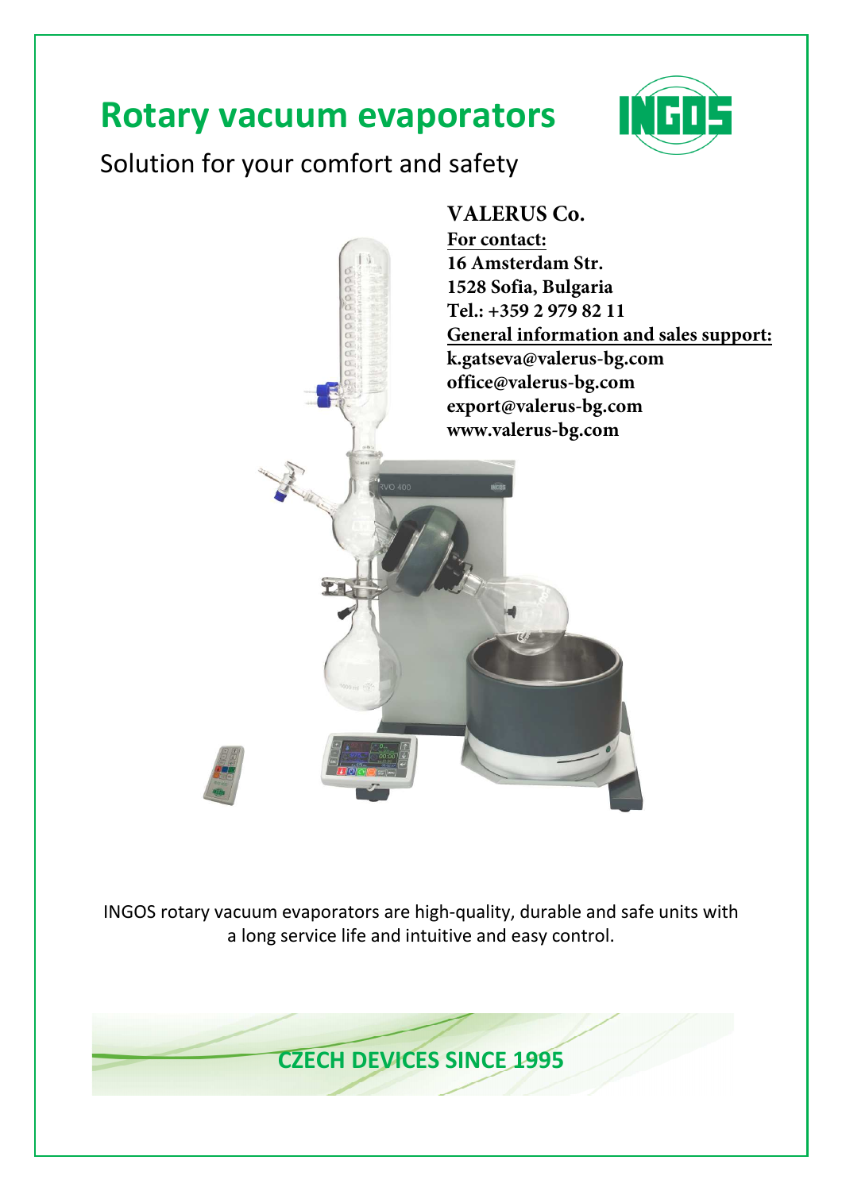# Rotary vacuum evaporators

Solution for your comfort and safety

**VALERUS Co.**

**For contact:**

**16 Amsterdam Str.**
**1528 Sofia, Bulgaria**
**Tel.: +359 2 979 82 11**

**General information and sales support:**

**k.gatseva@valerus-bg.com**
**office@valerus-bg.com**
**export@valerus-bg.com**
**www.valerus-bg.com**

INGOS rotary vacuum evaporators are high-quality, durable and safe units with a long service life and intuitive and easy control.

**CZECH DEVICES SINCE 1995**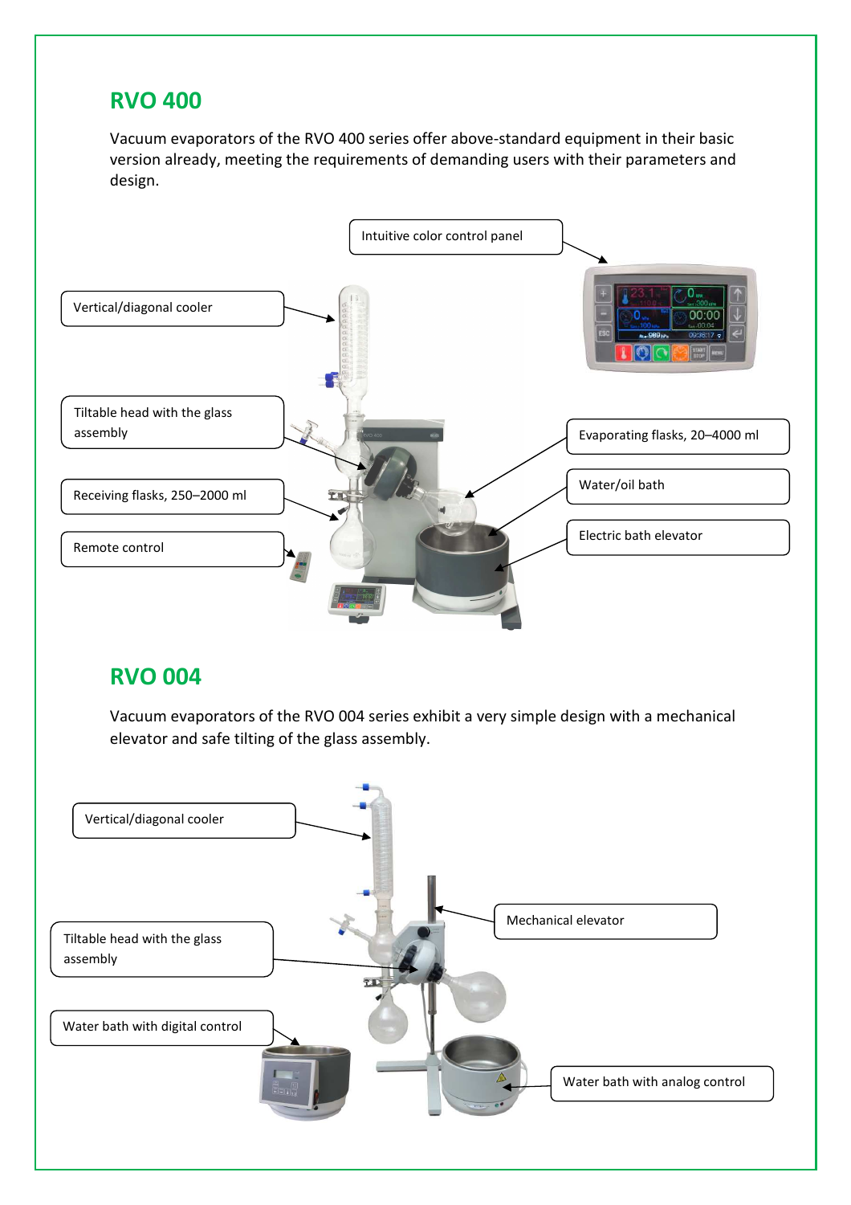## RVO 400

Vacuum evaporators of the RVO 400 series offer above-standard equipment in their basic version already, meeting the requirements of demanding users with their parameters and design.

- Intuitive color control panel
- Vertical/diagonal cooler
- Tiltable head with the glass assembly
- Receiving flasks, 250–2000 ml
- Remote control
- Evaporating flasks, 20–4000 ml
- Water/oil bath
- Electric bath elevator

## RVO 004

Vacuum evaporators of the RVO 004 series exhibit a very simple design with a mechanical elevator and safe tilting of the glass assembly.

- Vertical/diagonal cooler
- Tiltable head with the glass assembly
- Water bath with digital control
- Mechanical elevator
- Water bath with analog control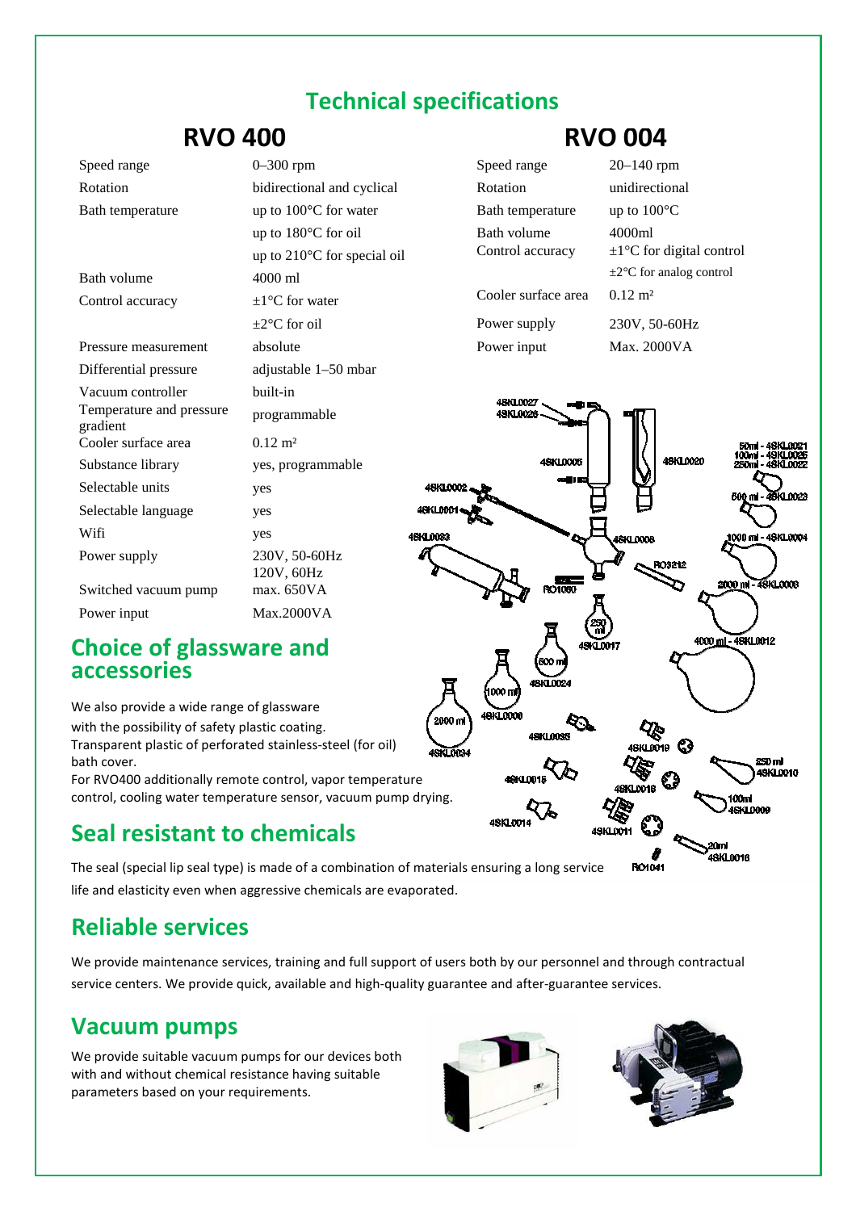# Technical specifications

## RVO 400

| | |
|---|---|
| Speed range | 0–300 rpm |
| Rotation | bidirectional and cyclical |
| Bath temperature | up to 100°C for water<br>up to 180°C for oil<br>up to 210°C for special oil |
| Bath volume | 4000 ml |
| Control accuracy | ±1°C for water<br>±2°C for oil |
| Pressure measurement | absolute |
| Differential pressure | adjustable 1–50 mbar |
| Vacuum controller | built-in |
| Temperature and pressure gradient | programmable |
| Cooler surface area | 0.12 m² |
| Substance library | yes, programmable |
| Selectable units | yes |
| Selectable language | yes |
| Wifi | yes |
| Power supply | 230V, 50-60Hz<br>120V, 60Hz |
| Switched vacuum pump | max. 650VA |
| Power input | Max.2000VA |

## RVO 004

| | |
|---|---|
| Speed range | 20–140 rpm |
| Rotation | unidirectional |
| Bath temperature | up to 100°C |
| Bath volume | 4000ml |
| Control accuracy | ±1°C for digital control<br>±2°C for analog control |
| Cooler surface area | 0.12 m² |
| Power supply | 230V, 50-60Hz |
| Power input | Max. 2000VA |

## Choice of glassware and accessories

We also provide a wide range of glassware with the possibility of safety plastic coating.
Transparent plastic of perforated stainless-steel (for oil) bath cover.
For RVO400 additionally remote control, vapor temperature control, cooling water temperature sensor, vacuum pump drying.

## Seal resistant to chemicals

The seal (special lip seal type) is made of a combination of materials ensuring a long service life and elasticity even when aggressive chemicals are evaporated.

## Reliable services

We provide maintenance services, training and full support of users both by our personnel and through contractual service centers. We provide quick, available and high-quality guarantee and after-guarantee services.

## Vacuum pumps

We provide suitable vacuum pumps for our devices both with and without chemical resistance having suitable parameters based on your requirements.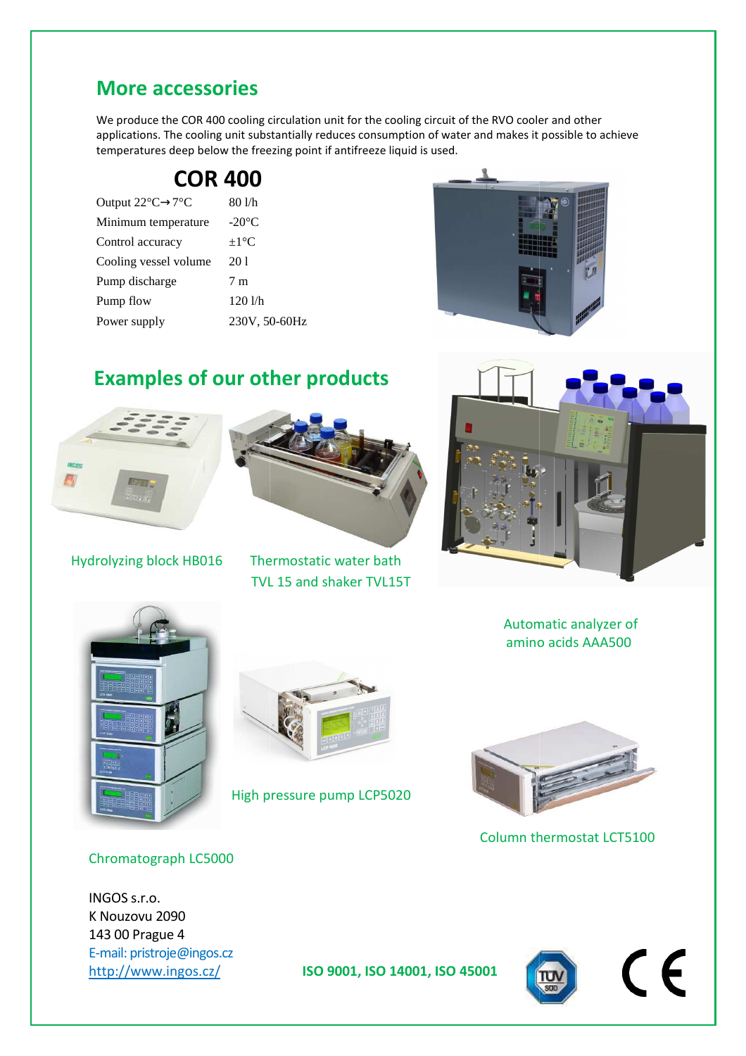## More accessories

We produce the COR 400 cooling circulation unit for the cooling circuit of the RVO cooler and other applications. The cooling unit substantially reduces consumption of water and makes it possible to achieve temperatures deep below the freezing point if antifreeze liquid is used.

### COR 400

| | |
|---|---|
| Output 22°C→7°C | 80 l/h |
| Minimum temperature | -20°C |
| Control accuracy | ±1°C |
| Cooling vessel volume | 20 l |
| Pump discharge | 7 m |
| Pump flow | 120 l/h |
| Power supply | 230V, 50-60Hz |

## Examples of our other products

Hydrolyzing block HB016

Thermostatic water bath TVL 15 and shaker TVL15T

Automatic analyzer of amino acids AAA500

High pressure pump LCP5020

Column thermostat LCT5100

Chromatograph LC5000

INGOS s.r.o.
K Nouzovu 2090
143 00 Prague 4
E-mail: pristroje@ingos.cz
http://www.ingos.cz/

**ISO 9001, ISO 14001, ISO 45001**